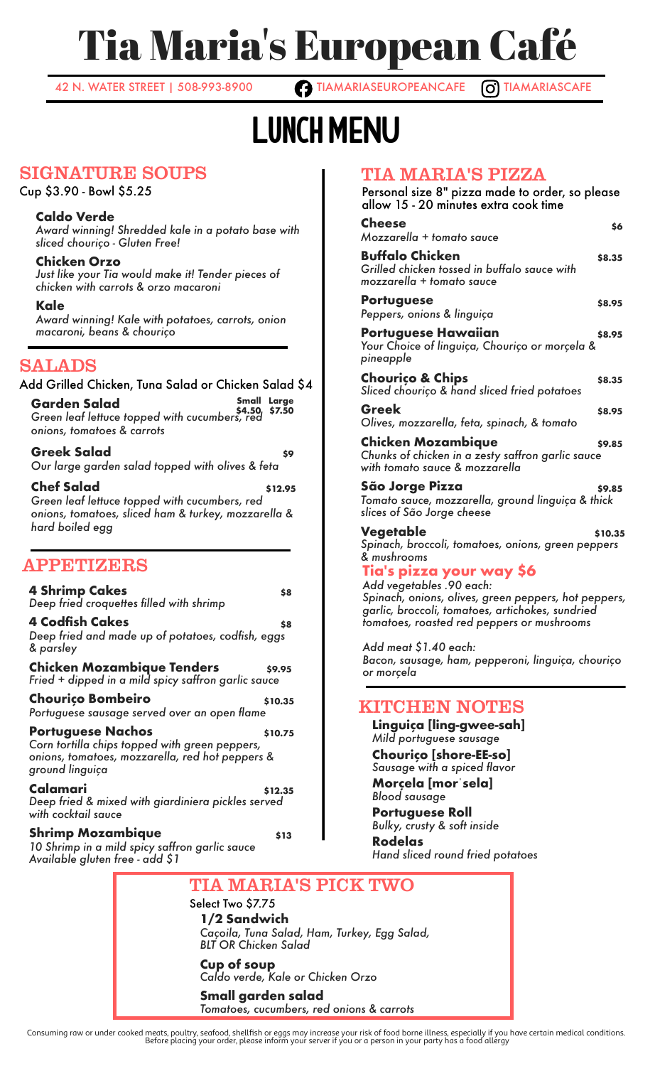# Tia Maria's European Café

42 N. WATER STREET | 508-993-8900 TIAMARIASEUROPEANCAFE TIAMARIASCAFE

# LUNCH MENU

## SIGNATURE SOUPS

Cup $3.90 - Bowl $5.25

**Caldo Verde**
*Award winning! Shredded kale in a potato base with sliced chouriço - Gluten Free!*

**Chicken Orzo**
*Just like your Tia would make it! Tender pieces of chicken with carrots & orzo macaroni*

**Kale**
*Award winning! Kale with potatoes, carrots, onion macaroni, beans & chouriço*

## SALADS

Add Grilled Chicken, Tuna Salad or Chicken Salad $4

**Garden Salad** Small $4.50 Large $7.50
*Green leaf lettuce topped with cucumbers, red onions, tomatoes & carrots*

**Greek Salad** $9
*Our large garden salad topped with olives & feta*

**Chef Salad** $12.95
*Green leaf lettuce topped with cucumbers, red onions, tomatoes, sliced ham & turkey, mozzarella & hard boiled egg*

## APPETIZERS

**4 Shrimp Cakes** $8
*Deep fried croquettes filled with shrimp*

**4 Codfish Cakes** $8
*Deep fried and made up of potatoes, codfish, eggs & parsley*

**Chicken Mozambique Tenders** $9.95
*Fried + dipped in a mild spicy saffron garlic sauce*

**Chouriço Bombeiro** $10.35
*Portuguese sausage served over an open flame*

**Portuguese Nachos** $10.75
*Corn tortilla chips topped with green peppers, onions, tomatoes, mozzarella, red hot peppers & ground linguiça*

**Calamari** $12.35
*Deep fried & mixed with giardiniera pickles served with cocktail sauce*

**Shrimp Mozambique** $13
*10 Shrimp in a mild spicy saffron garlic sauce*
*Available gluten free - add $1*

## TIA MARIA'S PIZZA

Personal size 8" pizza made to order, so please allow 15 - 20 minutes extra cook time

**Cheese** $6
*Mozzarella + tomato sauce*

**Buffalo Chicken** $8.35
*Grilled chicken tossed in buffalo sauce with mozzarella + tomato sauce*

**Portuguese** $8.95
*Peppers, onions & linguiça*

**Portuguese Hawaiian** $8.95
*Your Choice of linguiça, Chouriço or morçela & pineapple*

**Chouriço & Chips** $8.35
*Sliced chouriço & hand sliced fried potatoes*

**Greek** $8.95
*Olives, mozzarella, feta, spinach, & tomato*

**Chicken Mozambique** $9.85
*Chunks of chicken in a zesty saffron garlic sauce with tomato sauce & mozzarella*

**São Jorge Pizza** $9.85
*Tomato sauce, mozzarella, ground linguiça & thick slices of São Jorge cheese*

**Vegetable** $10.35
*Spinach, broccoli, tomatoes, onions, green peppers & mushrooms*

**Tia's pizza your way $6**

*Add vegetables .90 each:*
*Spinach, onions, olives, green peppers, hot peppers, garlic, broccoli, tomatoes, artichokes, sundried tomatoes, roasted red peppers or mushrooms*

*Add meat $1.40 each:*
*Bacon, sausage, ham, pepperoni, linguiça, chouriço or morçela*

## KITCHEN NOTES

**Linguiça [ling-gwee-sah]**
*Mild portuguese sausage*

**Chouriço [shore-EE-so]**
*Sausage with a spiced flavor*

**Morçela [morˈsela]**
*Blood sausage*

**Portuguese Roll**
*Bulky, crusty & soft inside*

**Rodelas**
*Hand sliced round fried potatoes*

## TIA MARIA'S PICK TWO

Select Two $7.75

**1/2 Sandwich**
*Caçoila, Tuna Salad, Ham, Turkey, Egg Salad, BLT OR Chicken Salad*

**Cup of soup**
*Caldo verde, Kale or Chicken Orzo*

**Small garden salad**
*Tomatoes, cucumbers, red onions & carrots*

Consuming raw or under cooked meats, poultry, seafood, shellfish or eggs may increase your risk of food borne illness, especially if you have certain medical conditions. Before placing your order, please inform your server if you or a person in your party has a food allergy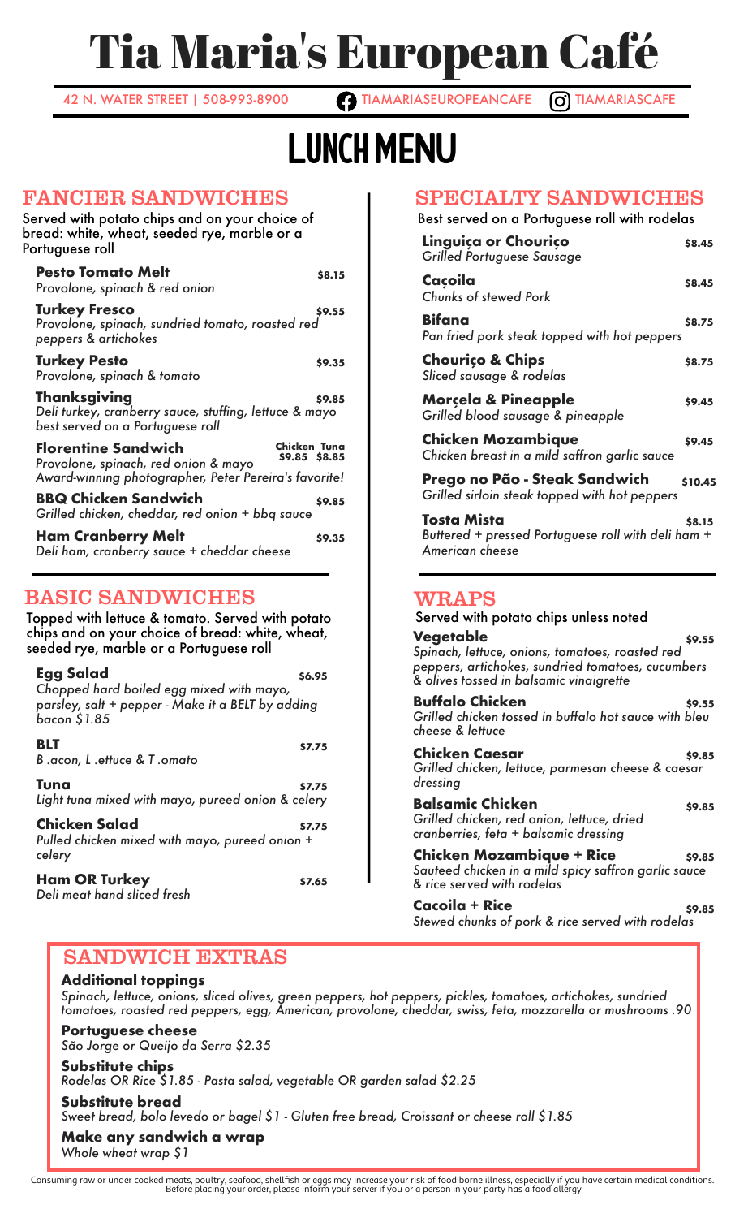# Tia Maria's European Café

42 N. WATER STREET | 508-993-8900 TIAMARIASEUROPEANCAFE TIAMARIASCAFE

# LUNCH MENU

## FANCIER SANDWICHES

Served with potato chips and on your choice of bread: white, wheat, seeded rye, marble or a Portuguese roll

**Pesto Tomato Melt** $8.15
*Provolone, spinach & red onion*

**Turkey Fresco** $9.55
*Provolone, spinach, sundried tomato, roasted red peppers & artichokes*

**Turkey Pesto** $9.35
*Provolone, spinach & tomato*

**Thanksgiving** $9.85
*Deli turkey, cranberry sauce, stuffing, lettuce & mayo best served on a Portuguese roll*

**Florentine Sandwich** Chicken $9.85 Tuna $8.85
*Provolone, spinach, red onion & mayo*
*Award-winning photographer, Peter Pereira's favorite!*

**BBQ Chicken Sandwich** $9.85
*Grilled chicken, cheddar, red onion + bbq sauce*

**Ham Cranberry Melt** $9.35
*Deli ham, cranberry sauce + cheddar cheese*

## BASIC SANDWICHES

Topped with lettuce & tomato. Served with potato chips and on your choice of bread: white, wheat, seeded rye, marble or a Portuguese roll

**Egg Salad** $6.95
*Chopped hard boiled egg mixed with mayo, parsley, salt + pepper - Make it a BELT by adding bacon $1.85*

**BLT** $7.75
*B .acon, L .ettuce & T .omato*

**Tuna** $7.75
*Light tuna mixed with mayo, pureed onion & celery*

**Chicken Salad** $7.75
*Pulled chicken mixed with mayo, pureed onion + celery*

**Ham OR Turkey** $7.65
*Deli meat hand sliced fresh*

## SPECIALTY SANDWICHES

Best served on a Portuguese roll with rodelas

**Linguiça or Chouriço** $8.45
*Grilled Portuguese Sausage*

**Caçoila** $8.45
*Chunks of stewed Pork*

**Bifana** $8.75
*Pan fried pork steak topped with hot peppers*

**Chouriço & Chips** $8.75
*Sliced sausage & rodelas*

**Morçela & Pineapple** $9.45
*Grilled blood sausage & pineapple*

**Chicken Mozambique** $9.45
*Chicken breast in a mild saffron garlic sauce*

**Prego no Pão - Steak Sandwich** $10.45
*Grilled sirloin steak topped with hot peppers*

**Tosta Mista** $8.15
*Buttered + pressed Portuguese roll with deli ham + American cheese*

## WRAPS

Served with potato chips unless noted

**Vegetable** $9.55
*Spinach, lettuce, onions, tomatoes, roasted red peppers, artichokes, sundried tomatoes, cucumbers & olives tossed in balsamic vinaigrette*

**Buffalo Chicken** $9.55
*Grilled chicken tossed in buffalo hot sauce with bleu cheese & lettuce*

**Chicken Caesar** $9.85
*Grilled chicken, lettuce, parmesan cheese & caesar dressing*

**Balsamic Chicken** $9.85
*Grilled chicken, red onion, lettuce, dried cranberries, feta + balsamic dressing*

**Chicken Mozambique + Rice** $9.85
*Sauteed chicken in a mild spicy saffron garlic sauce & rice served with rodelas*

**Cacoila + Rice** $9.85
*Stewed chunks of pork & rice served with rodelas*

## SANDWICH EXTRAS

**Additional toppings**
*Spinach, lettuce, onions, sliced olives, green peppers, hot peppers, pickles, tomatoes, artichokes, sundried tomatoes, roasted red peppers, egg, American, provolone, cheddar, swiss, feta, mozzarella or mushrooms .90*

**Portuguese cheese**
*São Jorge or Queijo da Serra $2.35*

**Substitute chips**
*Rodelas OR Rice $1.85 - Pasta salad, vegetable OR garden salad $2.25*

**Substitute bread**
*Sweet bread, bolo levedo or bagel $1 - Gluten free bread, Croissant or cheese roll $1.85*

**Make any sandwich a wrap**
*Whole wheat wrap $1*

Consuming raw or under cooked meats, poultry, seafood, shellfish or eggs may increase your risk of food borne illness, especially if you have certain medical conditions. Before placing your order, please inform your server if you or a person in your party has a food allergy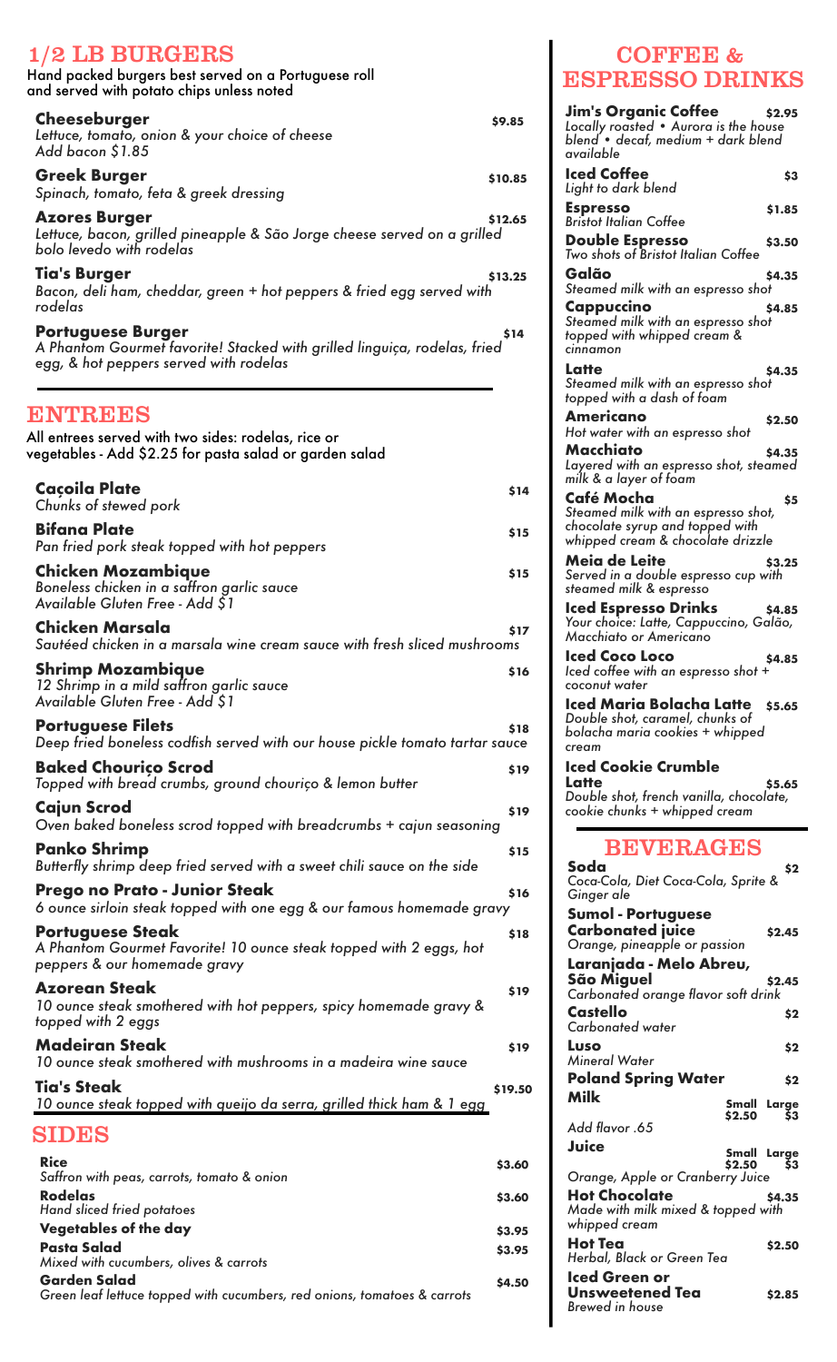# 1/2 LB BURGERS

Hand packed burgers best served on a Portuguese roll and served with potato chips unless noted

**Cheeseburger** $9.85
*Lettuce, tomato, onion & your choice of cheese*
*Add bacon $1.85*

**Greek Burger** $10.85
*Spinach, tomato, feta & greek dressing*

**Azores Burger** $12.65
*Lettuce, bacon, grilled pineapple & São Jorge cheese served on a grilled bolo levedo with rodelas*

**Tia's Burger** $13.25
*Bacon, deli ham, cheddar, green + hot peppers & fried egg served with rodelas*

**Portuguese Burger** $14
*A Phantom Gourmet favorite! Stacked with grilled linguiça, rodelas, fried egg, & hot peppers served with rodelas*

# ENTREES

All entrees served with two sides: rodelas, rice or vegetables - Add $2.25 for pasta salad or garden salad

**Caçoila Plate** $14
*Chunks of stewed pork*

**Bifana Plate** $15
*Pan fried pork steak topped with hot peppers*

**Chicken Mozambique** $15
*Boneless chicken in a saffron garlic sauce*
*Available Gluten Free - Add $1*

**Chicken Marsala** $17
*Sautéed chicken in a marsala wine cream sauce with fresh sliced mushrooms*

**Shrimp Mozambique** $16
*12 Shrimp in a mild saffron garlic sauce*
*Available Gluten Free - Add $1*

**Portuguese Filets** $18
*Deep fried boneless codfish served with our house pickle tomato tartar sauce*

**Baked Chouriço Scrod** $19
*Topped with bread crumbs, ground chouriço & lemon butter*

**Cajun Scrod** $19
*Oven baked boneless scrod topped with breadcrumbs + cajun seasoning*

**Panko Shrimp** $15
*Butterfly shrimp deep fried served with a sweet chili sauce on the side*

**Prego no Prato - Junior Steak** $16
*6 ounce sirloin steak topped with one egg & our famous homemade gravy*

**Portuguese Steak** $18
*A Phantom Gourmet Favorite! 10 ounce steak topped with 2 eggs, hot peppers & our homemade gravy*

**Azorean Steak** $19
*10 ounce steak smothered with hot peppers, spicy homemade gravy & topped with 2 eggs*

**Madeiran Steak** $19
*10 ounce steak smothered with mushrooms in a madeira wine sauce*

**Tia's Steak** $19.50
*10 ounce steak topped with queijo da serra, grilled thick ham & 1 egg*

# SIDES

**Rice** $3.60
*Saffron with peas, carrots, tomato & onion*

**Rodelas** $3.60
*Hand sliced fried potatoes*

**Vegetables of the day** $3.95

**Pasta Salad** $3.95
*Mixed with cucumbers, olives & carrots*

**Garden Salad** $4.50
*Green leaf lettuce topped with cucumbers, red onions, tomatoes & carrots*

# COFFEE & ESPRESSO DRINKS

**Jim's Organic Coffee** $2.95
*Locally roasted • Aurora is the house blend • decaf, medium + dark blend available*

**Iced Coffee** $3
*Light to dark blend*

**Espresso** $1.85
*Bristot Italian Coffee*

**Double Espresso** $3.50
*Two shots of Bristot Italian Coffee*

**Galão** $4.35
*Steamed milk with an espresso shot*

**Cappuccino** $4.85
*Steamed milk with an espresso shot topped with whipped cream & cinnamon*

**Latte** $4.35
*Steamed milk with an espresso shot topped with a dash of foam*

**Americano** $2.50
*Hot water with an espresso shot*

**Macchiato** $4.35
*Layered with an espresso shot, steamed milk & a layer of foam*

**Café Mocha** $5
*Steamed milk with an espresso shot, chocolate syrup and topped with whipped cream & chocolate drizzle*

**Meia de Leite** $3.25
*Served in a double espresso cup with steamed milk & espresso*

**Iced Espresso Drinks** $4.85
*Your choice: Latte, Cappuccino, Galão, Macchiato or Americano*

**Iced Coco Loco** $4.85
*Iced coffee with an espresso shot + coconut water*

**Iced Maria Bolacha Latte** $5.65
*Double shot, caramel, chunks of bolacha maria cookies + whipped cream*

**Iced Cookie Crumble Latte** $5.65
*Double shot, french vanilla, chocolate, cookie chunks + whipped cream*

# BEVERAGES

**Soda** $2
*Coca-Cola, Diet Coca-Cola, Sprite & Ginger ale*

**Sumol - Portuguese Carbonated juice** $2.45
*Orange, pineapple or passion*

**Laranjada - Melo Abreu, São Miguel** $2.45
*Carbonated orange flavor soft drink*

**Castello** $2
*Carbonated water*

**Luso** $2
*Mineral Water*

**Poland Spring Water** $2

**Milk** Small $2.50 Large $3
*Add flavor .65*

**Juice** Small $2.50 Large $3
*Orange, Apple or Cranberry Juice*

**Hot Chocolate** $4.35
*Made with milk mixed & topped with whipped cream*

**Hot Tea** $2.50
*Herbal, Black or Green Tea*

**Iced Green or Unsweetened Tea** $2.85
*Brewed in house*